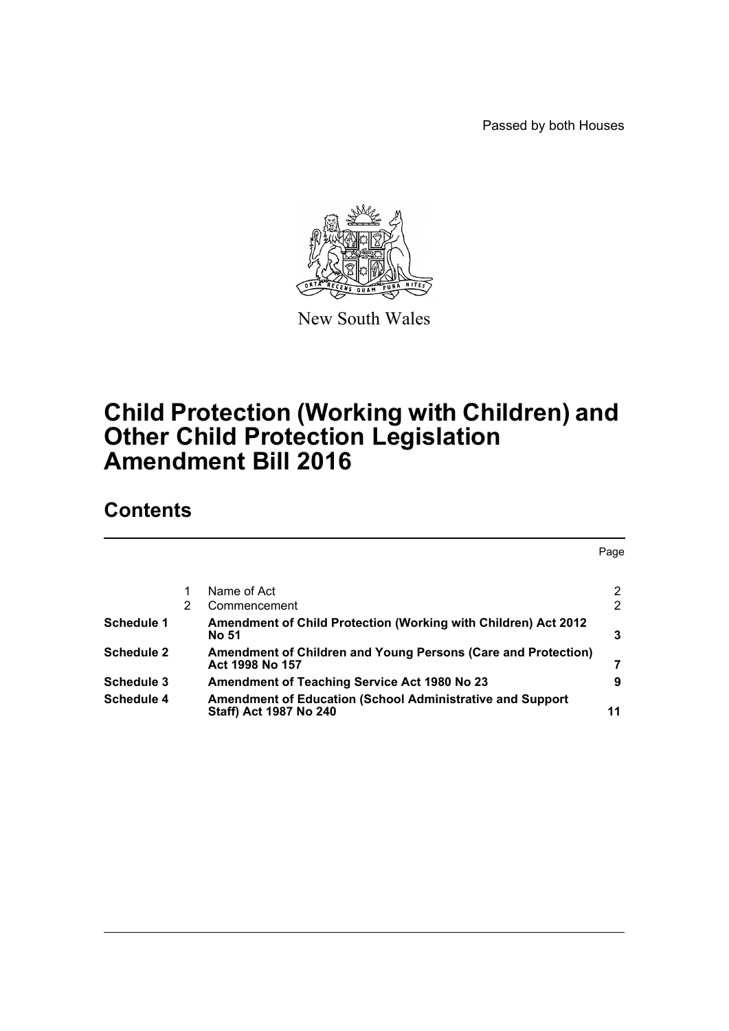Passed by both Houses

New South Wales

# Child Protection (Working with Children) and Other Child Protection Legislation Amendment Bill 2016

## Contents

| | | | Page |
|---|---|---|---|
| | 1 | Name of Act | 2 |
| | 2 | Commencement | 2 |
| **Schedule 1** | | **Amendment of Child Protection (Working with Children) Act 2012 No 51** | **3** |
| **Schedule 2** | | **Amendment of Children and Young Persons (Care and Protection) Act 1998 No 157** | **7** |
| **Schedule 3** | | **Amendment of Teaching Service Act 1980 No 23** | **9** |
| **Schedule 4** | | **Amendment of Education (School Administrative and Support Staff) Act 1987 No 240** | **11** |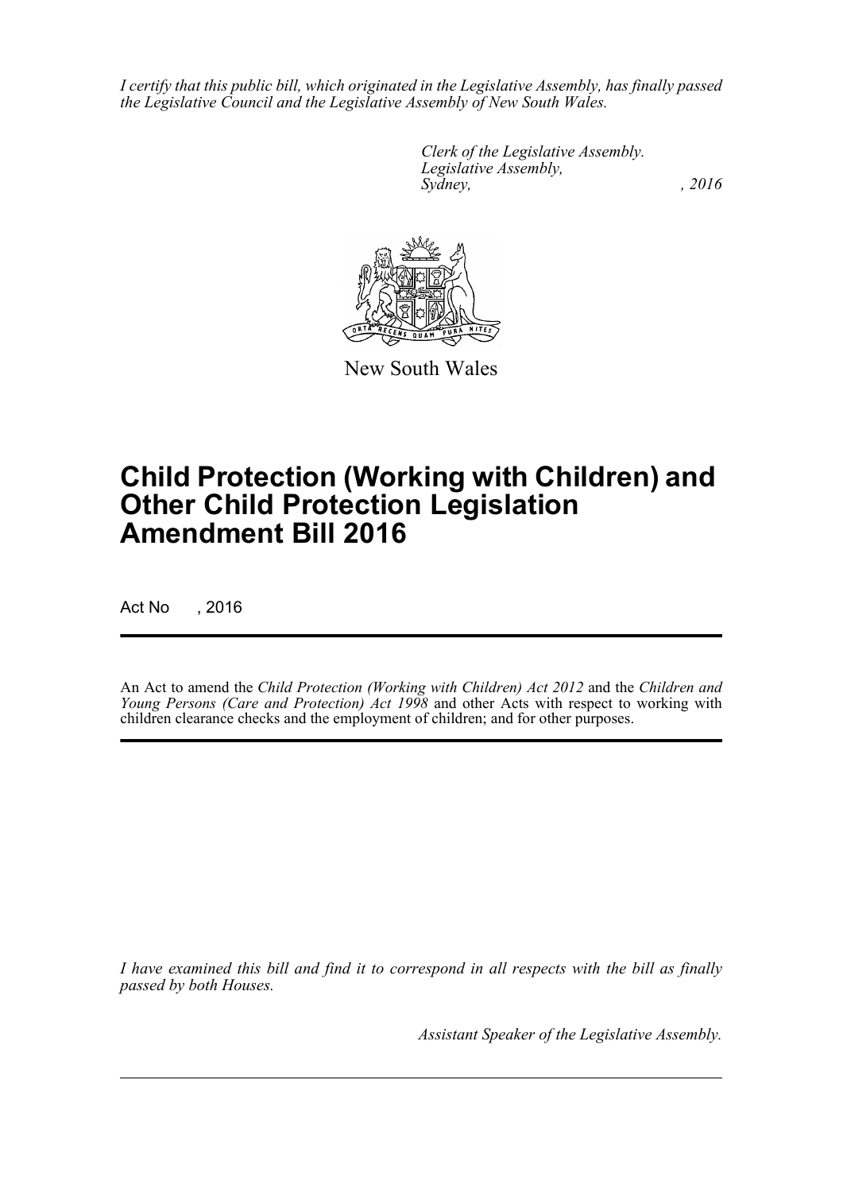*I certify that this public bill, which originated in the Legislative Assembly, has finally passed the Legislative Council and the Legislative Assembly of New South Wales.*

*Clerk of the Legislative Assembly.*
*Legislative Assembly,*
*Sydney, , 2016*

New South Wales

# Child Protection (Working with Children) and Other Child Protection Legislation Amendment Bill 2016

Act No , 2016

An Act to amend the *Child Protection (Working with Children) Act 2012* and the *Children and Young Persons (Care and Protection) Act 1998* and other Acts with respect to working with children clearance checks and the employment of children; and for other purposes.

*I have examined this bill and find it to correspond in all respects with the bill as finally passed by both Houses.*

*Assistant Speaker of the Legislative Assembly.*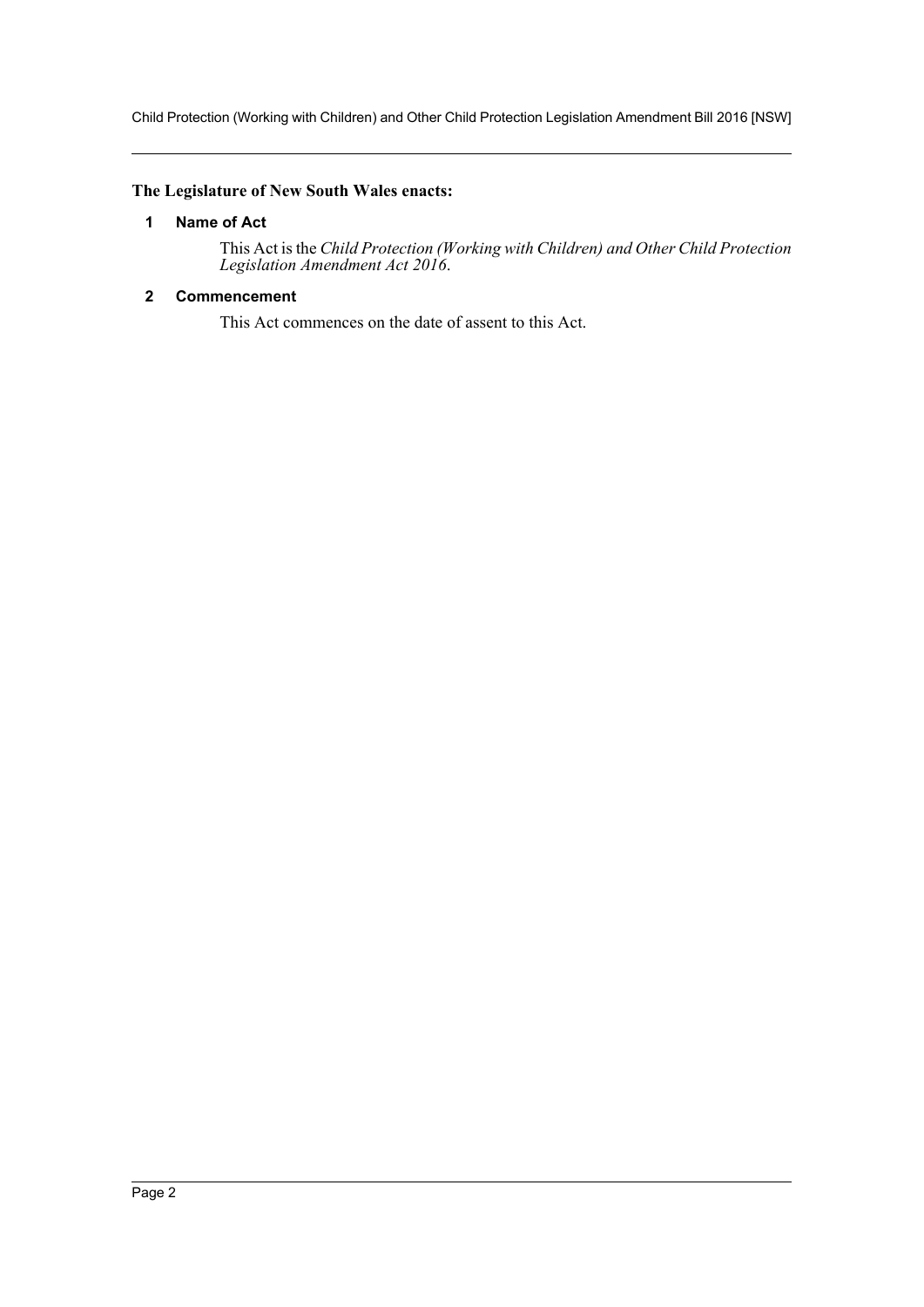**The Legislature of New South Wales enacts:**

## 1 Name of Act

This Act is the *Child Protection (Working with Children) and Other Child Protection Legislation Amendment Act 2016*.

## 2 Commencement

This Act commences on the date of assent to this Act.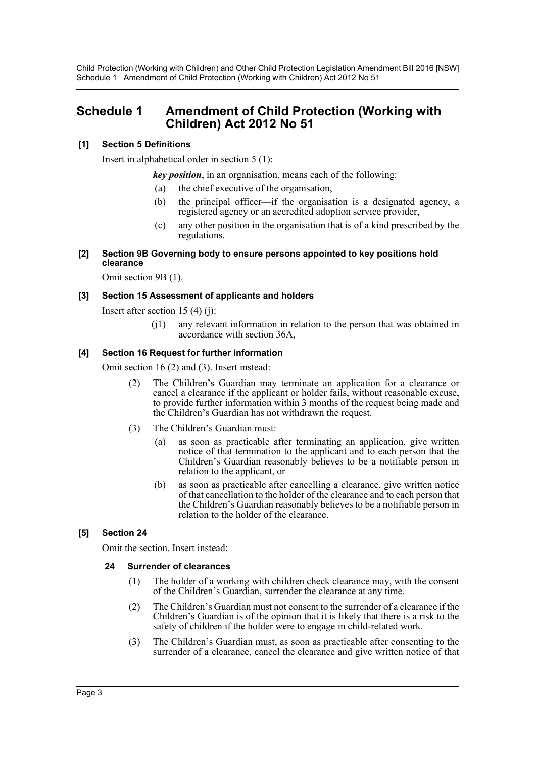# Schedule 1 Amendment of Child Protection (Working with Children) Act 2012 No 51

**[1] Section 5 Definitions**

Insert in alphabetical order in section 5 (1):

***key position***, in an organisation, means each of the following:

(a) the chief executive of the organisation,

(b) the principal officer—if the organisation is a designated agency, a registered agency or an accredited adoption service provider,

(c) any other position in the organisation that is of a kind prescribed by the regulations.

**[2] Section 9B Governing body to ensure persons appointed to key positions hold clearance**

Omit section 9B (1).

**[3] Section 15 Assessment of applicants and holders**

Insert after section 15 (4) (j):

(j1) any relevant information in relation to the person that was obtained in accordance with section 36A,

**[4] Section 16 Request for further information**

Omit section 16 (2) and (3). Insert instead:

(2) The Children's Guardian may terminate an application for a clearance or cancel a clearance if the applicant or holder fails, without reasonable excuse, to provide further information within 3 months of the request being made and the Children's Guardian has not withdrawn the request.

(3) The Children's Guardian must:

(a) as soon as practicable after terminating an application, give written notice of that termination to the applicant and to each person that the Children's Guardian reasonably believes to be a notifiable person in relation to the applicant, or

(b) as soon as practicable after cancelling a clearance, give written notice of that cancellation to the holder of the clearance and to each person that the Children's Guardian reasonably believes to be a notifiable person in relation to the holder of the clearance.

**[5] Section 24**

Omit the section. Insert instead:

**24 Surrender of clearances**

(1) The holder of a working with children check clearance may, with the consent of the Children's Guardian, surrender the clearance at any time.

(2) The Children's Guardian must not consent to the surrender of a clearance if the Children's Guardian is of the opinion that it is likely that there is a risk to the safety of children if the holder were to engage in child-related work.

(3) The Children's Guardian must, as soon as practicable after consenting to the surrender of a clearance, cancel the clearance and give written notice of that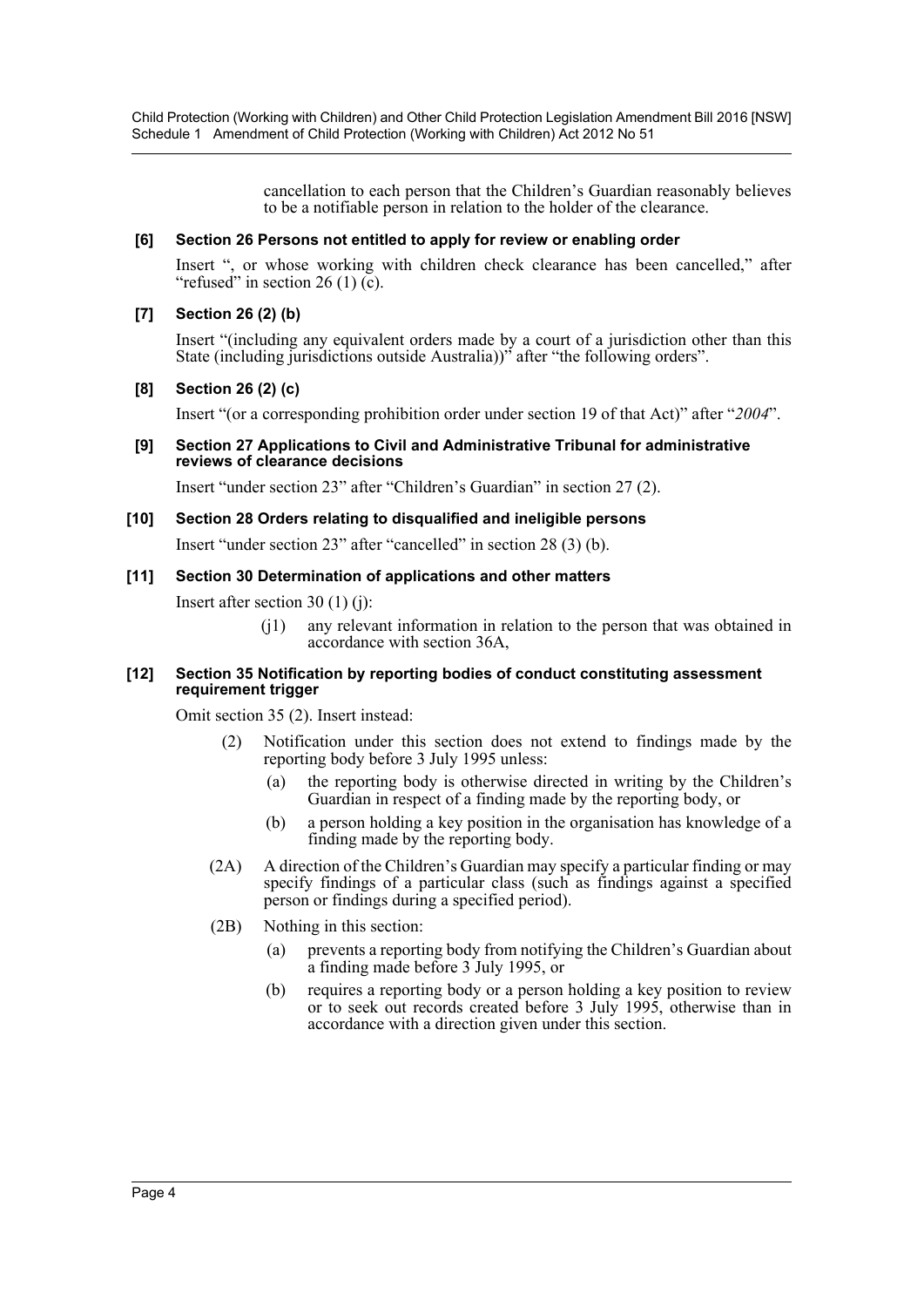cancellation to each person that the Children's Guardian reasonably believes to be a notifiable person in relation to the holder of the clearance.

**[6] Section 26 Persons not entitled to apply for review or enabling order**

Insert ", or whose working with children check clearance has been cancelled," after "refused" in section 26 (1) (c).

**[7] Section 26 (2) (b)**

Insert "(including any equivalent orders made by a court of a jurisdiction other than this State (including jurisdictions outside Australia))" after "the following orders".

**[8] Section 26 (2) (c)**

Insert "(or a corresponding prohibition order under section 19 of that Act)" after "*2004*".

**[9] Section 27 Applications to Civil and Administrative Tribunal for administrative reviews of clearance decisions**

Insert "under section 23" after "Children's Guardian" in section 27 (2).

**[10] Section 28 Orders relating to disqualified and ineligible persons**

Insert "under section 23" after "cancelled" in section 28 (3) (b).

**[11] Section 30 Determination of applications and other matters**

Insert after section 30 (1) (j):

(j1) any relevant information in relation to the person that was obtained in accordance with section 36A,

**[12] Section 35 Notification by reporting bodies of conduct constituting assessment requirement trigger**

Omit section 35 (2). Insert instead:

(2) Notification under this section does not extend to findings made by the reporting body before 3 July 1995 unless:

(a) the reporting body is otherwise directed in writing by the Children's Guardian in respect of a finding made by the reporting body, or

(b) a person holding a key position in the organisation has knowledge of a finding made by the reporting body.

(2A) A direction of the Children's Guardian may specify a particular finding or may specify findings of a particular class (such as findings against a specified person or findings during a specified period).

(2B) Nothing in this section:

(a) prevents a reporting body from notifying the Children's Guardian about a finding made before 3 July 1995, or

(b) requires a reporting body or a person holding a key position to review or to seek out records created before 3 July 1995, otherwise than in accordance with a direction given under this section.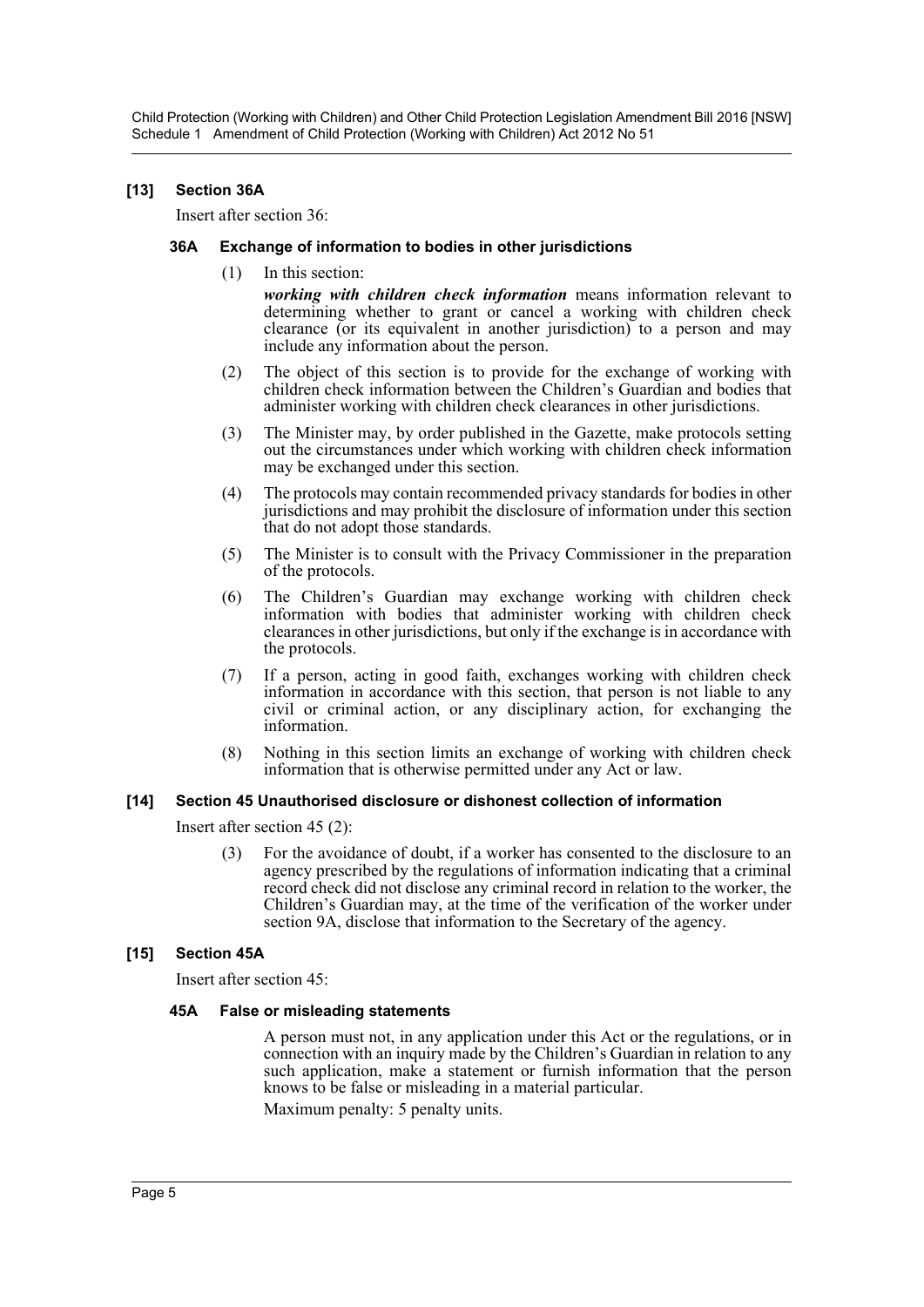### [13] Section 36A

Insert after section 36:

#### 36A Exchange of information to bodies in other jurisdictions

(1) In this section:

***working with children check information*** means information relevant to determining whether to grant or cancel a working with children check clearance (or its equivalent in another jurisdiction) to a person and may include any information about the person.

(2) The object of this section is to provide for the exchange of working with children check information between the Children's Guardian and bodies that administer working with children check clearances in other jurisdictions.

(3) The Minister may, by order published in the Gazette, make protocols setting out the circumstances under which working with children check information may be exchanged under this section.

(4) The protocols may contain recommended privacy standards for bodies in other jurisdictions and may prohibit the disclosure of information under this section that do not adopt those standards.

(5) The Minister is to consult with the Privacy Commissioner in the preparation of the protocols.

(6) The Children's Guardian may exchange working with children check information with bodies that administer working with children check clearances in other jurisdictions, but only if the exchange is in accordance with the protocols.

(7) If a person, acting in good faith, exchanges working with children check information in accordance with this section, that person is not liable to any civil or criminal action, or any disciplinary action, for exchanging the information.

(8) Nothing in this section limits an exchange of working with children check information that is otherwise permitted under any Act or law.

### [14] Section 45 Unauthorised disclosure or dishonest collection of information

Insert after section 45 (2):

(3) For the avoidance of doubt, if a worker has consented to the disclosure to an agency prescribed by the regulations of information indicating that a criminal record check did not disclose any criminal record in relation to the worker, the Children's Guardian may, at the time of the verification of the worker under section 9A, disclose that information to the Secretary of the agency.

### [15] Section 45A

Insert after section 45:

#### 45A False or misleading statements

A person must not, in any application under this Act or the regulations, or in connection with an inquiry made by the Children's Guardian in relation to any such application, make a statement or furnish information that the person knows to be false or misleading in a material particular.

Maximum penalty: 5 penalty units.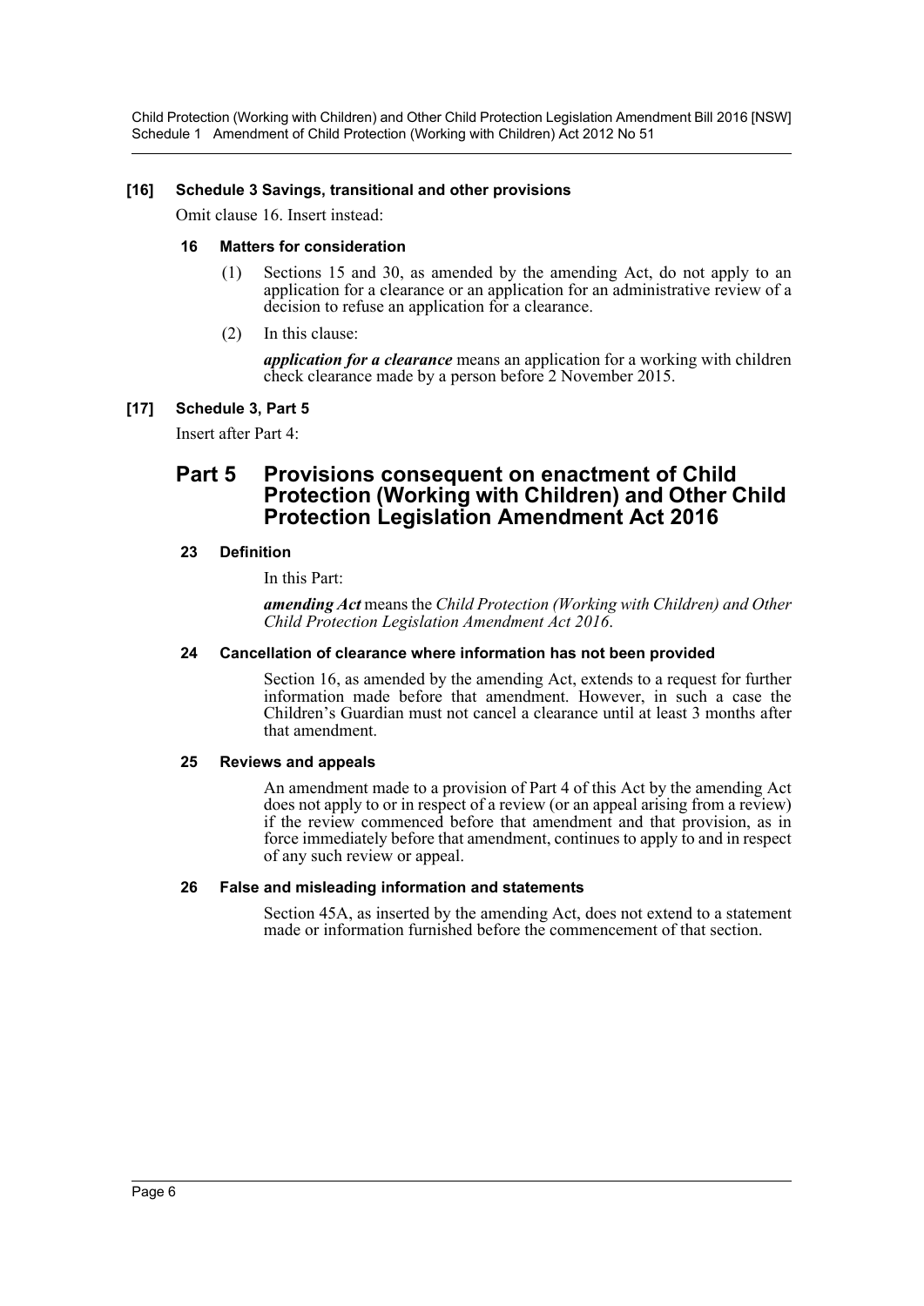### [16] Schedule 3 Savings, transitional and other provisions

Omit clause 16. Insert instead:

#### 16 Matters for consideration

(1) Sections 15 and 30, as amended by the amending Act, do not apply to an application for a clearance or an application for an administrative review of a decision to refuse an application for a clearance.

(2) In this clause:

***application for a clearance*** means an application for a working with children check clearance made by a person before 2 November 2015.

### [17] Schedule 3, Part 5

Insert after Part 4:

## Part 5 Provisions consequent on enactment of Child Protection (Working with Children) and Other Child Protection Legislation Amendment Act 2016

#### 23 Definition

In this Part:

***amending Act*** means the *Child Protection (Working with Children) and Other Child Protection Legislation Amendment Act 2016*.

#### 24 Cancellation of clearance where information has not been provided

Section 16, as amended by the amending Act, extends to a request for further information made before that amendment. However, in such a case the Children's Guardian must not cancel a clearance until at least 3 months after that amendment.

#### 25 Reviews and appeals

An amendment made to a provision of Part 4 of this Act by the amending Act does not apply to or in respect of a review (or an appeal arising from a review) if the review commenced before that amendment and that provision, as in force immediately before that amendment, continues to apply to and in respect of any such review or appeal.

#### 26 False and misleading information and statements

Section 45A, as inserted by the amending Act, does not extend to a statement made or information furnished before the commencement of that section.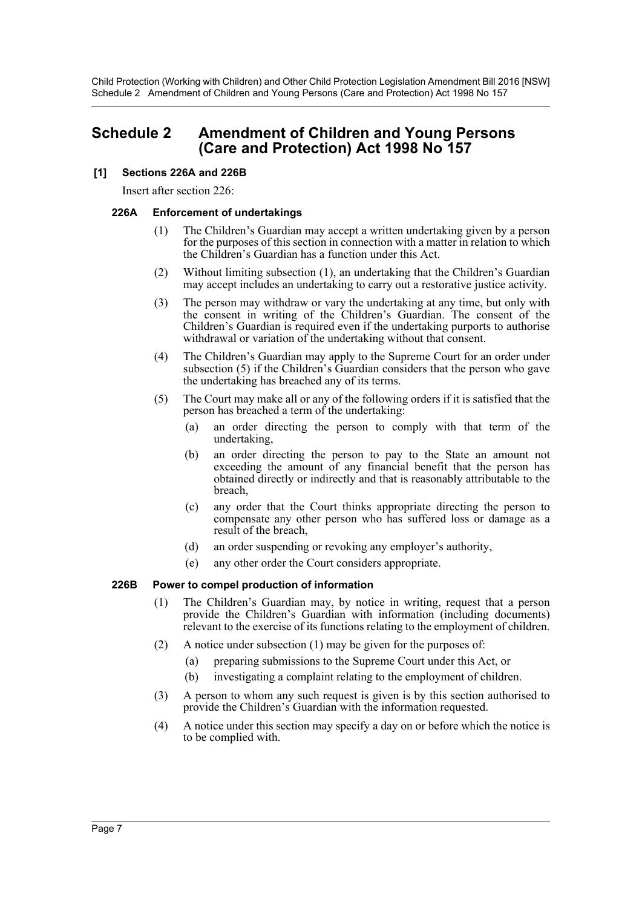# Schedule 2 Amendment of Children and Young Persons (Care and Protection) Act 1998 No 157

**[1] Sections 226A and 226B**

Insert after section 226:

**226A Enforcement of undertakings**

(1) The Children's Guardian may accept a written undertaking given by a person for the purposes of this section in connection with a matter in relation to which the Children's Guardian has a function under this Act.

(2) Without limiting subsection (1), an undertaking that the Children's Guardian may accept includes an undertaking to carry out a restorative justice activity.

(3) The person may withdraw or vary the undertaking at any time, but only with the consent in writing of the Children's Guardian. The consent of the Children's Guardian is required even if the undertaking purports to authorise withdrawal or variation of the undertaking without that consent.

(4) The Children's Guardian may apply to the Supreme Court for an order under subsection (5) if the Children's Guardian considers that the person who gave the undertaking has breached any of its terms.

(5) The Court may make all or any of the following orders if it is satisfied that the person has breached a term of the undertaking:

(a) an order directing the person to comply with that term of the undertaking,

(b) an order directing the person to pay to the State an amount not exceeding the amount of any financial benefit that the person has obtained directly or indirectly and that is reasonably attributable to the breach,

(c) any order that the Court thinks appropriate directing the person to compensate any other person who has suffered loss or damage as a result of the breach,

(d) an order suspending or revoking any employer's authority,

(e) any other order the Court considers appropriate.

**226B Power to compel production of information**

(1) The Children's Guardian may, by notice in writing, request that a person provide the Children's Guardian with information (including documents) relevant to the exercise of its functions relating to the employment of children.

(2) A notice under subsection (1) may be given for the purposes of:

(a) preparing submissions to the Supreme Court under this Act, or

(b) investigating a complaint relating to the employment of children.

(3) A person to whom any such request is given is by this section authorised to provide the Children's Guardian with the information requested.

(4) A notice under this section may specify a day on or before which the notice is to be complied with.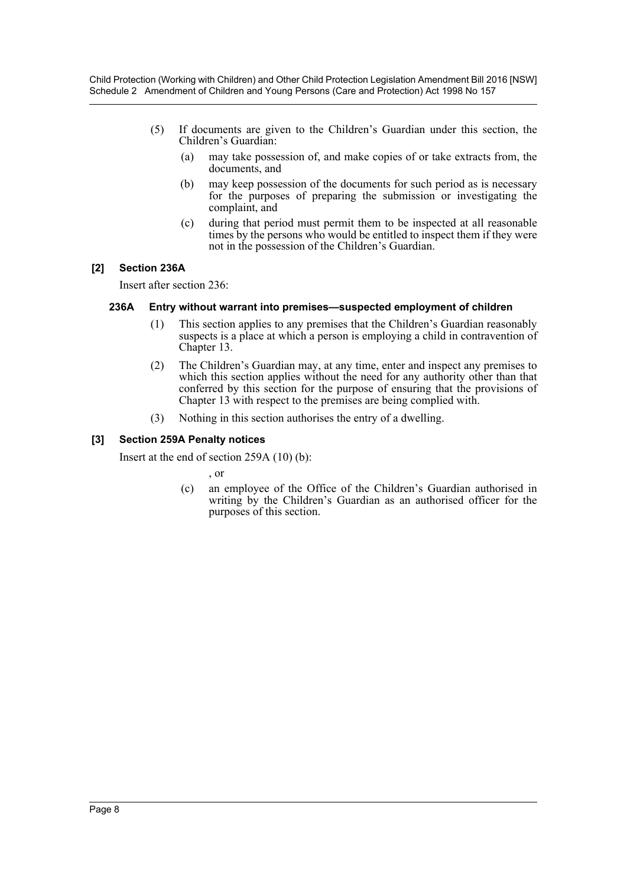(5) If documents are given to the Children's Guardian under this section, the Children's Guardian:

(a) may take possession of, and make copies of or take extracts from, the documents, and

(b) may keep possession of the documents for such period as is necessary for the purposes of preparing the submission or investigating the complaint, and

(c) during that period must permit them to be inspected at all reasonable times by the persons who would be entitled to inspect them if they were not in the possession of the Children's Guardian.

### [2] Section 236A

Insert after section 236:

#### 236A Entry without warrant into premises—suspected employment of children

(1) This section applies to any premises that the Children's Guardian reasonably suspects is a place at which a person is employing a child in contravention of Chapter 13.

(2) The Children's Guardian may, at any time, enter and inspect any premises to which this section applies without the need for any authority other than that conferred by this section for the purpose of ensuring that the provisions of Chapter 13 with respect to the premises are being complied with.

(3) Nothing in this section authorises the entry of a dwelling.

### [3] Section 259A Penalty notices

Insert at the end of section 259A (10) (b):

, or

(c) an employee of the Office of the Children's Guardian authorised in writing by the Children's Guardian as an authorised officer for the purposes of this section.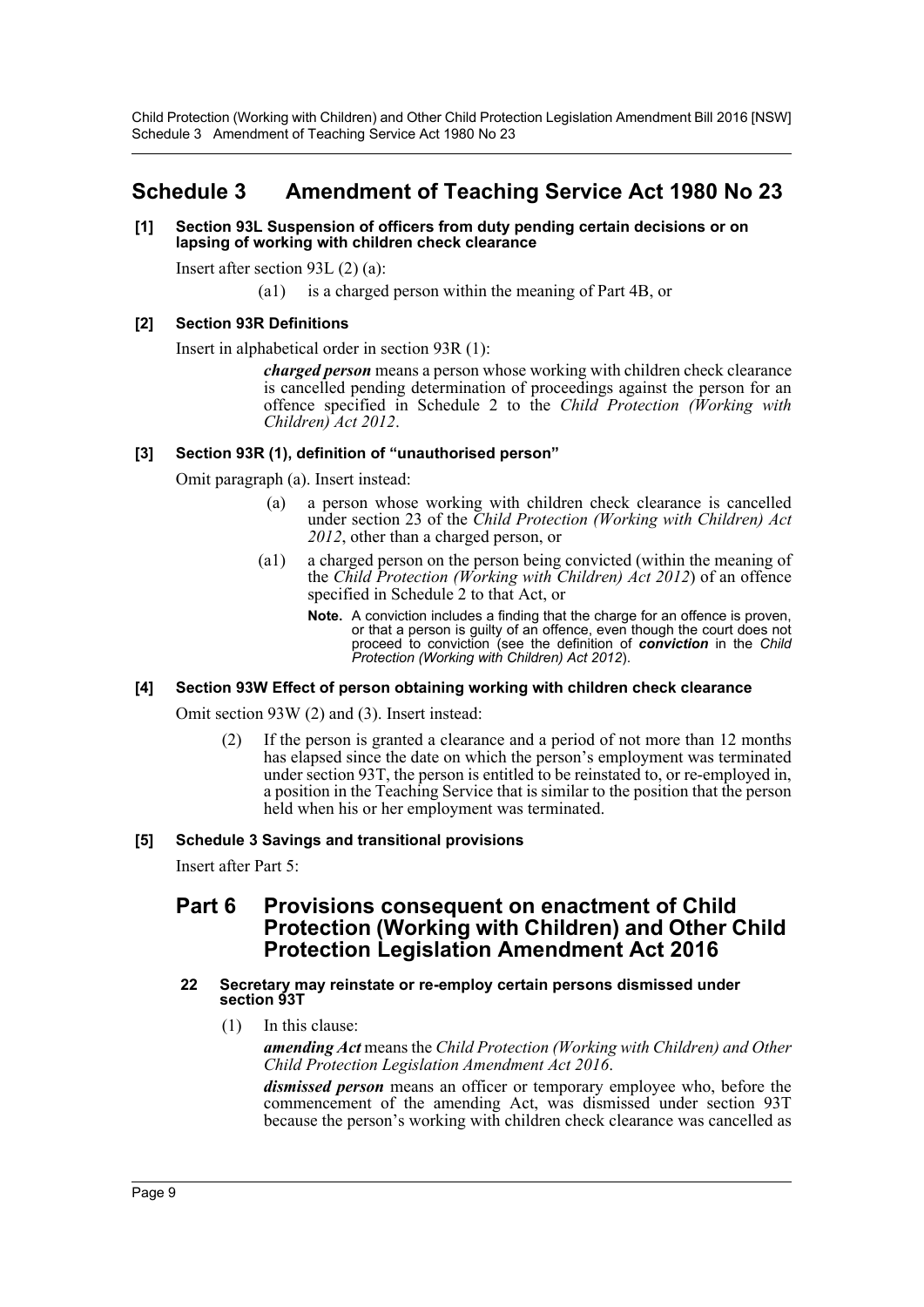# Schedule 3 Amendment of Teaching Service Act 1980 No 23

**[1] Section 93L Suspension of officers from duty pending certain decisions or on lapsing of working with children check clearance**

Insert after section 93L (2) (a):

(a1) is a charged person within the meaning of Part 4B, or

**[2] Section 93R Definitions**

Insert in alphabetical order in section 93R (1):

***charged person*** means a person whose working with children check clearance is cancelled pending determination of proceedings against the person for an offence specified in Schedule 2 to the *Child Protection (Working with Children) Act 2012*.

**[3] Section 93R (1), definition of "unauthorised person"**

Omit paragraph (a). Insert instead:

(a) a person whose working with children check clearance is cancelled under section 23 of the *Child Protection (Working with Children) Act 2012*, other than a charged person, or

(a1) a charged person on the person being convicted (within the meaning of the *Child Protection (Working with Children) Act 2012*) of an offence specified in Schedule 2 to that Act, or

**Note.** A conviction includes a finding that the charge for an offence is proven, or that a person is guilty of an offence, even though the court does not proceed to conviction (see the definition of ***conviction*** in the *Child Protection (Working with Children) Act 2012*).

**[4] Section 93W Effect of person obtaining working with children check clearance**

Omit section 93W (2) and (3). Insert instead:

(2) If the person is granted a clearance and a period of not more than 12 months has elapsed since the date on which the person's employment was terminated under section 93T, the person is entitled to be reinstated to, or re-employed in, a position in the Teaching Service that is similar to the position that the person held when his or her employment was terminated.

**[5] Schedule 3 Savings and transitional provisions**

Insert after Part 5:

## Part 6 Provisions consequent on enactment of Child Protection (Working with Children) and Other Child Protection Legislation Amendment Act 2016

### 22 Secretary may reinstate or re-employ certain persons dismissed under section 93T

(1) In this clause:

***amending Act*** means the *Child Protection (Working with Children) and Other Child Protection Legislation Amendment Act 2016*.

***dismissed person*** means an officer or temporary employee who, before the commencement of the amending Act, was dismissed under section 93T because the person's working with children check clearance was cancelled as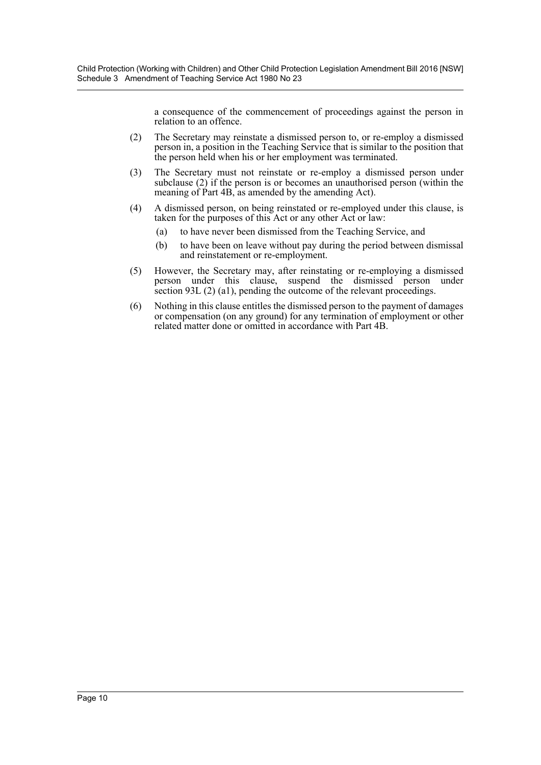a consequence of the commencement of proceedings against the person in relation to an offence.

(2) The Secretary may reinstate a dismissed person to, or re-employ a dismissed person in, a position in the Teaching Service that is similar to the position that the person held when his or her employment was terminated.

(3) The Secretary must not reinstate or re-employ a dismissed person under subclause (2) if the person is or becomes an unauthorised person (within the meaning of Part 4B, as amended by the amending Act).

(4) A dismissed person, on being reinstated or re-employed under this clause, is taken for the purposes of this Act or any other Act or law:

(a) to have never been dismissed from the Teaching Service, and

(b) to have been on leave without pay during the period between dismissal and reinstatement or re-employment.

(5) However, the Secretary may, after reinstating or re-employing a dismissed person under this clause, suspend the dismissed person under section 93L (2) (a1), pending the outcome of the relevant proceedings.

(6) Nothing in this clause entitles the dismissed person to the payment of damages or compensation (on any ground) for any termination of employment or other related matter done or omitted in accordance with Part 4B.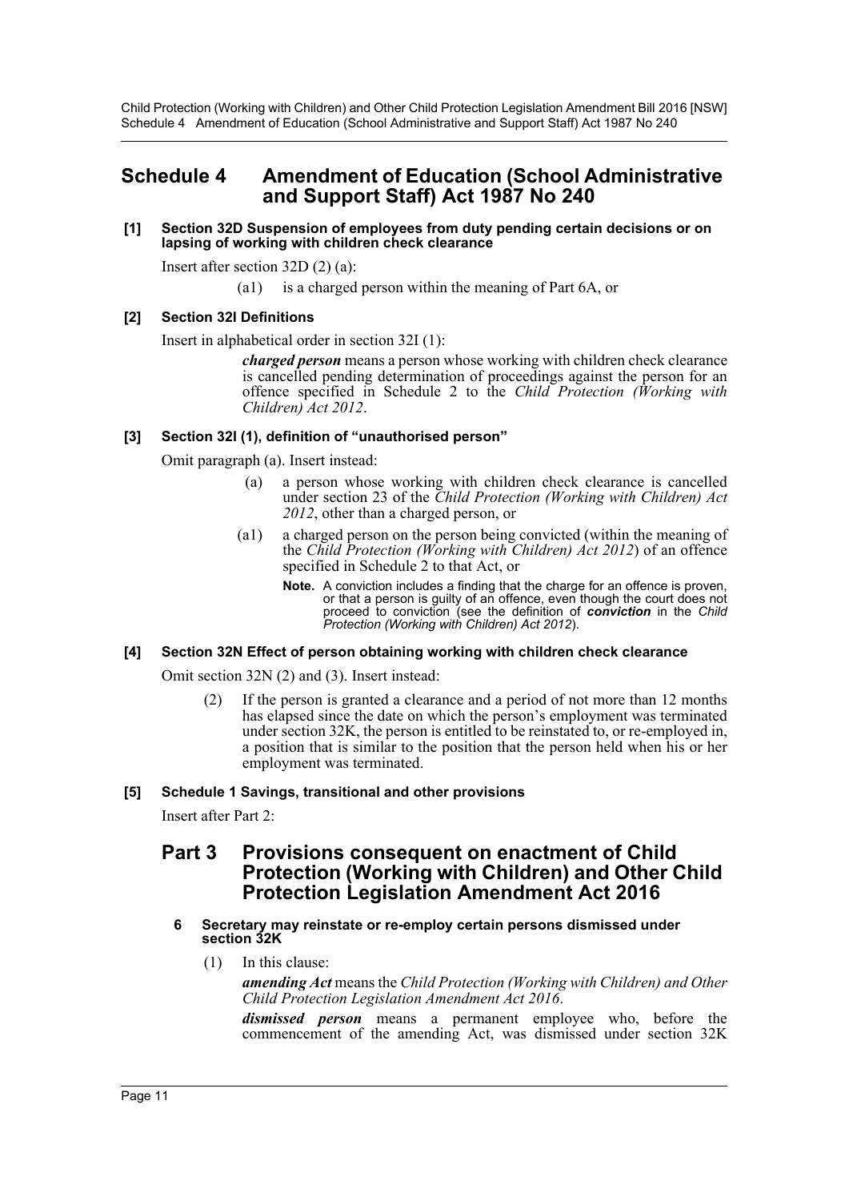# Schedule 4 Amendment of Education (School Administrative and Support Staff) Act 1987 No 240

**[1] Section 32D Suspension of employees from duty pending certain decisions or on lapsing of working with children check clearance**

Insert after section 32D (2) (a):

(a1) is a charged person within the meaning of Part 6A, or

**[2] Section 32I Definitions**

Insert in alphabetical order in section 32I (1):

***charged person*** means a person whose working with children check clearance is cancelled pending determination of proceedings against the person for an offence specified in Schedule 2 to the *Child Protection (Working with Children) Act 2012*.

**[3] Section 32I (1), definition of "unauthorised person"**

Omit paragraph (a). Insert instead:

(a) a person whose working with children check clearance is cancelled under section 23 of the *Child Protection (Working with Children) Act 2012*, other than a charged person, or

(a1) a charged person on the person being convicted (within the meaning of the *Child Protection (Working with Children) Act 2012*) of an offence specified in Schedule 2 to that Act, or

**Note.** A conviction includes a finding that the charge for an offence is proven, or that a person is guilty of an offence, even though the court does not proceed to conviction (see the definition of ***conviction*** in the *Child Protection (Working with Children) Act 2012*).

**[4] Section 32N Effect of person obtaining working with children check clearance**

Omit section 32N (2) and (3). Insert instead:

(2) If the person is granted a clearance and a period of not more than 12 months has elapsed since the date on which the person's employment was terminated under section 32K, the person is entitled to be reinstated to, or re-employed in, a position that is similar to the position that the person held when his or her employment was terminated.

**[5] Schedule 1 Savings, transitional and other provisions**

Insert after Part 2:

## Part 3 Provisions consequent on enactment of Child Protection (Working with Children) and Other Child Protection Legislation Amendment Act 2016

### 6 Secretary may reinstate or re-employ certain persons dismissed under section 32K

(1) In this clause:

***amending Act*** means the *Child Protection (Working with Children) and Other Child Protection Legislation Amendment Act 2016*.

***dismissed person*** means a permanent employee who, before the commencement of the amending Act, was dismissed under section 32K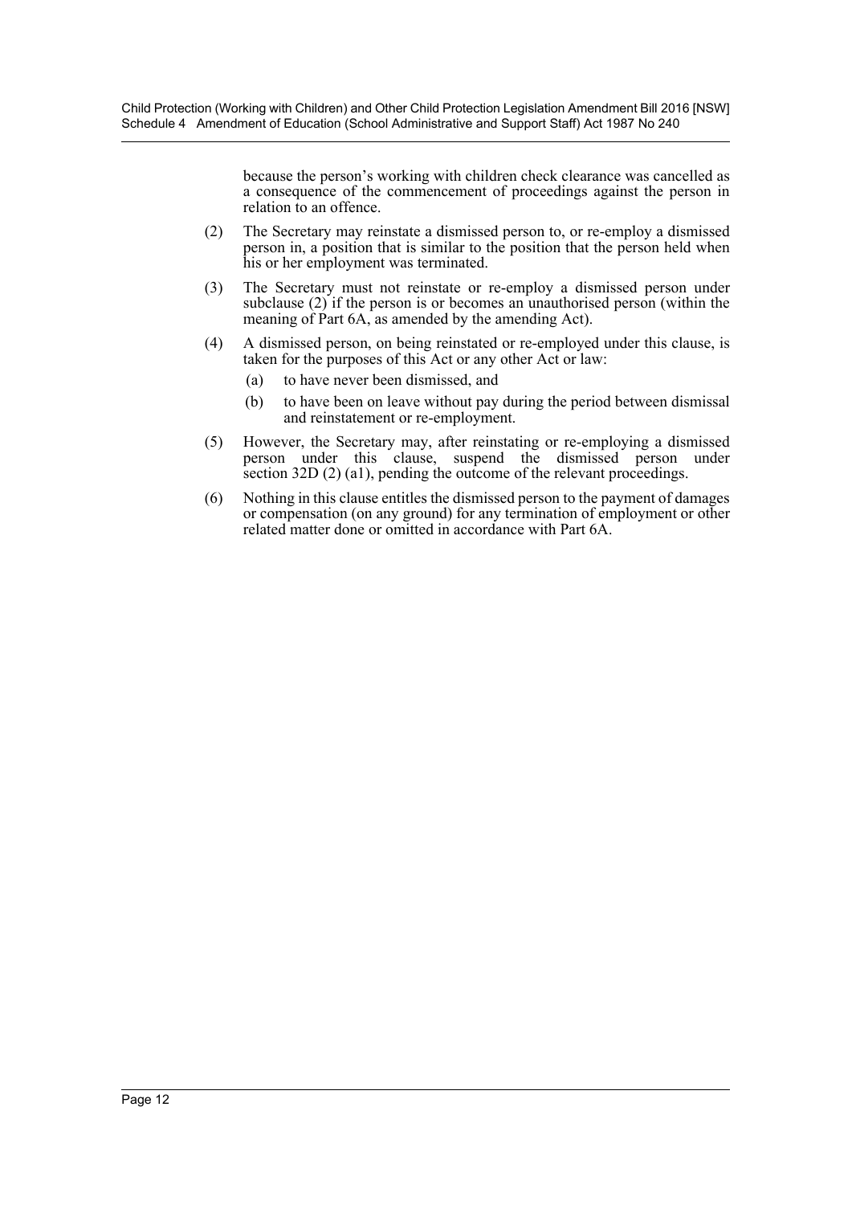because the person's working with children check clearance was cancelled as a consequence of the commencement of proceedings against the person in relation to an offence.

(2) The Secretary may reinstate a dismissed person to, or re-employ a dismissed person in, a position that is similar to the position that the person held when his or her employment was terminated.

(3) The Secretary must not reinstate or re-employ a dismissed person under subclause (2) if the person is or becomes an unauthorised person (within the meaning of Part 6A, as amended by the amending Act).

(4) A dismissed person, on being reinstated or re-employed under this clause, is taken for the purposes of this Act or any other Act or law:

(a) to have never been dismissed, and

(b) to have been on leave without pay during the period between dismissal and reinstatement or re-employment.

(5) However, the Secretary may, after reinstating or re-employing a dismissed person under this clause, suspend the dismissed person under section 32D (2) (a1), pending the outcome of the relevant proceedings.

(6) Nothing in this clause entitles the dismissed person to the payment of damages or compensation (on any ground) for any termination of employment or other related matter done or omitted in accordance with Part 6A.